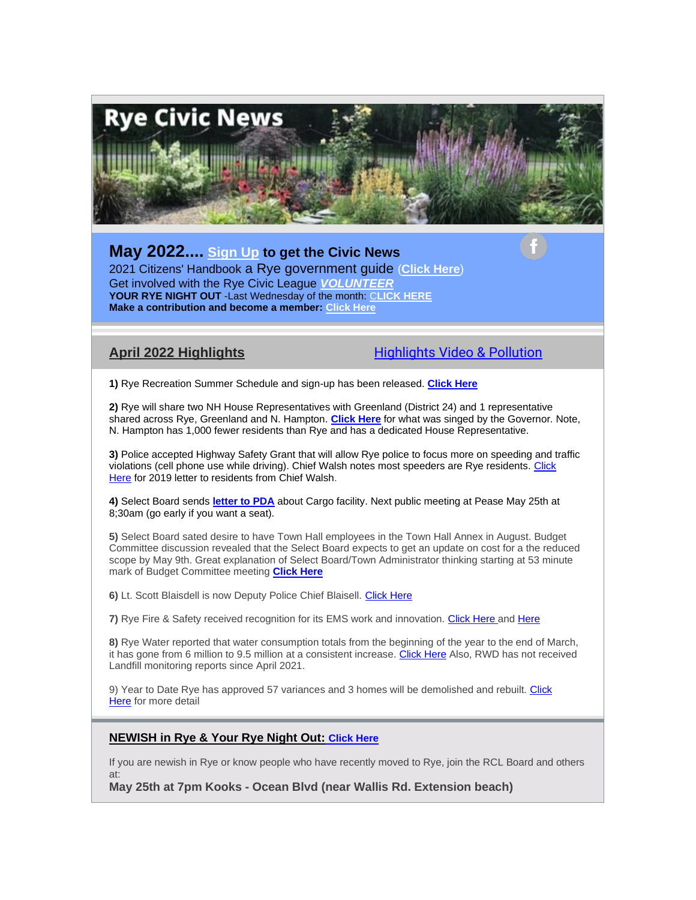# Rye Civic News

**May 2022....** **Sign Up to get the Civic News**
2021 Citizens' Handbook a Rye government guide (**Click Here**)
Get involved with the Rye Civic League ***VOLUNTEER***
**YOUR RYE NIGHT OUT** -Last Wednesday of the month: CLICK HERE
**Make a contribution and become a member: Click Here**

## April 2022 Highlights

Highlights Video & Pollution

**1)** Rye Recreation Summer Schedule and sign-up has been released. **Click Here**

**2)** Rye will share two NH House Representatives with Greenland (District 24) and 1 representative shared across Rye, Greenland and N. Hampton. **Click Here** for what was singed by the Governor. Note, N. Hampton has 1,000 fewer residents than Rye and has a dedicated House Representative.

**3)** Police accepted Highway Safety Grant that will allow Rye police to focus more on speeding and traffic violations (cell phone use while driving). Chief Walsh notes most speeders are Rye residents. Click Here for 2019 letter to residents from Chief Walsh.

**4)** Select Board sends **letter to PDA** about Cargo facility. Next public meeting at Pease May 25th at 8;30am (go early if you want a seat).

**5)** Select Board sated desire to have Town Hall employees in the Town Hall Annex in August. Budget Committee discussion revealed that the Select Board expects to get an update on cost for a the reduced scope by May 9th. Great explanation of Select Board/Town Administrator thinking starting at 53 minute mark of Budget Committee meeting **Click Here**

**6)** Lt. Scott Blaisdell is now Deputy Police Chief Blaisell. Click Here

**7)** Rye Fire & Safety received recognition for its EMS work and innovation. Click Here and Here

**8)** Rye Water reported that water consumption totals from the beginning of the year to the end of March, it has gone from 6 million to 9.5 million at a consistent increase. Click Here Also, RWD has not received Landfill monitoring reports since April 2021.

9) Year to Date Rye has approved 57 variances and 3 homes will be demolished and rebuilt. Click Here for more detail

## NEWISH in Rye & Your Rye Night Out: Click Here

If you are newish in Rye or know people who have recently moved to Rye, join the RCL Board and others at:

**May 25th at 7pm Kooks - Ocean Blvd (near Wallis Rd. Extension beach)**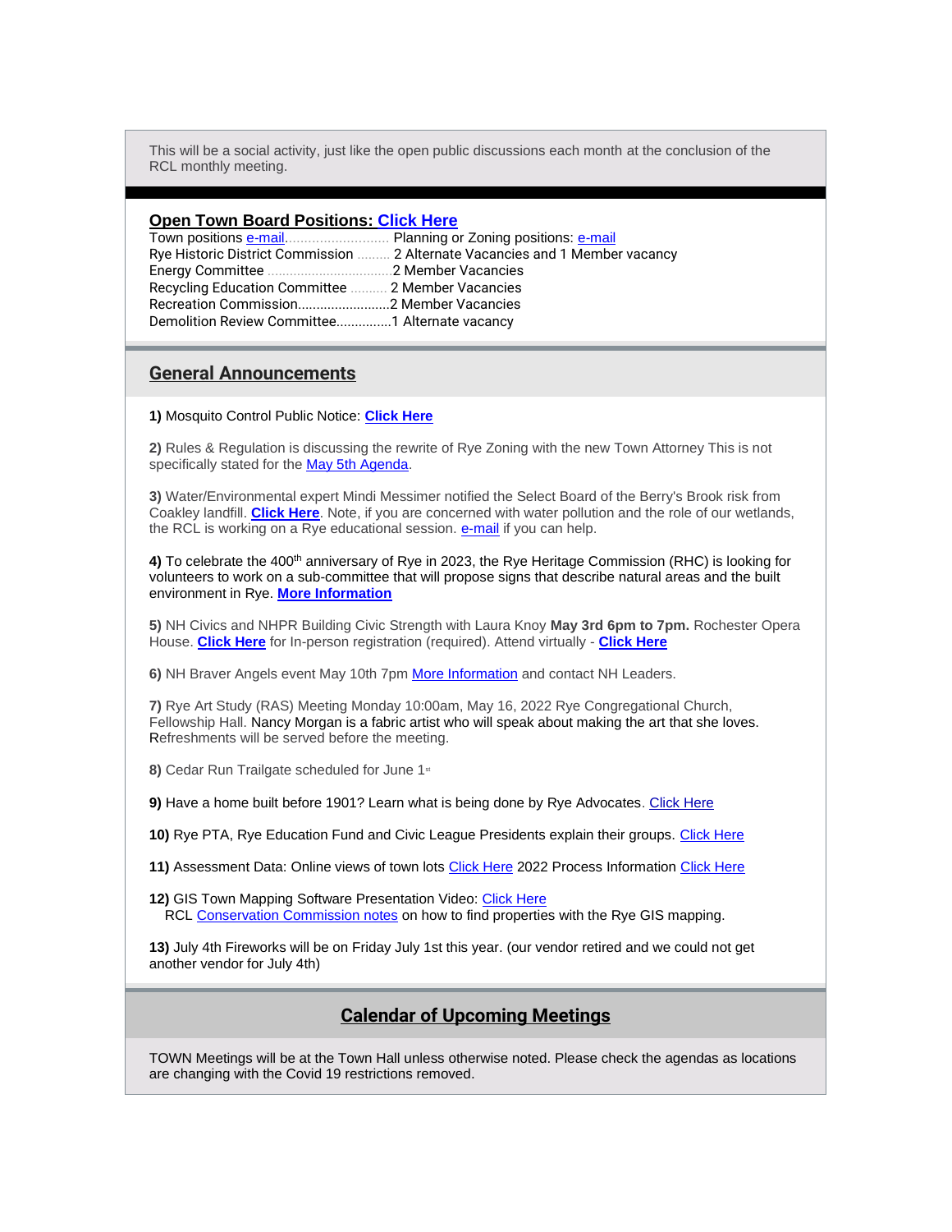This will be a social activity, just like the open public discussions each month at the conclusion of the RCL monthly meeting.

## Open Town Board Positions: Click Here

Town positions e-mail........................... Planning or Zoning positions: e-mail
Rye Historic District Commission ......... 2 Alternate Vacancies and 1 Member vacancy
Energy Committee .................................2 Member Vacancies
Recycling Education Committee .......... 2 Member Vacancies
Recreation Commission.........................2 Member Vacancies
Demolition Review Committee..............1 Alternate vacancy

## General Announcements

**1)** Mosquito Control Public Notice: **Click Here**

**2)** Rules & Regulation is discussing the rewrite of Rye Zoning with the new Town Attorney This is not specifically stated for the May 5th Agenda.

**3)** Water/Environmental expert Mindi Messimer notified the Select Board of the Berry's Brook risk from Coakley landfill. **Click Here**. Note, if you are concerned with water pollution and the role of our wetlands, the RCL is working on a Rye educational session. e-mail if you can help.

**4)** To celebrate the 400th anniversary of Rye in 2023, the Rye Heritage Commission (RHC) is looking for volunteers to work on a sub-committee that will propose signs that describe natural areas and the built environment in Rye. **More Information**

**5)** NH Civics and NHPR Building Civic Strength with Laura Knoy **May 3rd 6pm to 7pm.** Rochester Opera House. **Click Here** for In-person registration (required). Attend virtually - **Click Here**

**6)** NH Braver Angels event May 10th 7pm More Information and contact NH Leaders.

**7)** Rye Art Study (RAS) Meeting Monday 10:00am, May 16, 2022 Rye Congregational Church, Fellowship Hall. Nancy Morgan is a fabric artist who will speak about making the art that she loves. Refreshments will be served before the meeting.

**8)** Cedar Run Trailgate scheduled for June 1st

**9)** Have a home built before 1901? Learn what is being done by Rye Advocates. Click Here

**10)** Rye PTA, Rye Education Fund and Civic League Presidents explain their groups. Click Here

**11)** Assessment Data: Online views of town lots Click Here 2022 Process Information Click Here

**12)** GIS Town Mapping Software Presentation Video: Click Here
RCL Conservation Commission notes on how to find properties with the Rye GIS mapping.

**13)** July 4th Fireworks will be on Friday July 1st this year. (our vendor retired and we could not get another vendor for July 4th)

## Calendar of Upcoming Meetings

TOWN Meetings will be at the Town Hall unless otherwise noted. Please check the agendas as locations are changing with the Covid 19 restrictions removed.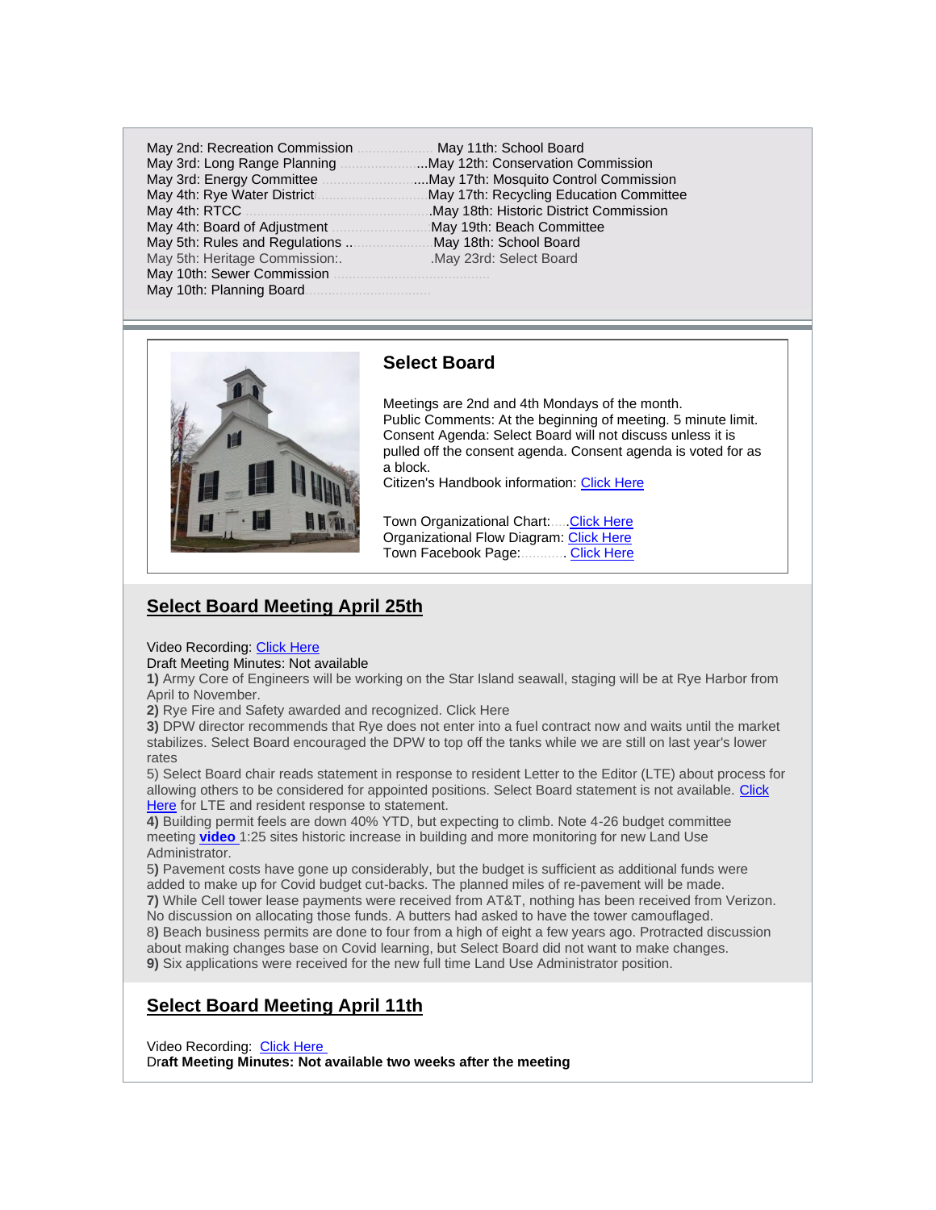May 2nd: Recreation Commission .................. May 11th: School Board
May 3rd: Long Range Planning ....................May 12th: Conservation Commission
May 3rd: Energy Committee .......................May 17th: Mosquito Control Commission
May 4th: Rye Water District.........................May 17th: Recycling Education Committee
May 4th: RTCC ...............................................May 18th: Historic District Commission
May 4th: Board of Adjustment ........................May 19th: Beach Committee
May 5th: Rules and Regulations .. ...................May 18th: School Board
May 5th: Heritage Commission:. .May 23rd: Select Board
May 10th: Sewer Commission .......................................
May 10th: Planning Board...............................

## Select Board

Meetings are 2nd and 4th Mondays of the month.
Public Comments: At the beginning of meeting. 5 minute limit.
Consent Agenda: Select Board will not discuss unless it is pulled off the consent agenda. Consent agenda is voted for as a block.
Citizen's Handbook information: Click Here

Town Organizational Chart:.....Click Here
Organizational Flow Diagram: Click Here
Town Facebook Page:........... Click Here

## Select Board Meeting April 25th

Video Recording: Click Here
Draft Meeting Minutes: Not available
**1)** Army Core of Engineers will be working on the Star Island seawall, staging will be at Rye Harbor from April to November.
**2)** Rye Fire and Safety awarded and recognized. Click Here
**3)** DPW director recommends that Rye does not enter into a fuel contract now and waits until the market stabilizes. Select Board encouraged the DPW to top off the tanks while we are still on last year's lower rates
5) Select Board chair reads statement in response to resident Letter to the Editor (LTE) about process for allowing others to be considered for appointed positions. Select Board statement is not available. Click Here for LTE and resident response to statement.
**4)** Building permit feels are down 40% YTD, but expecting to climb. Note 4-26 budget committee meeting **video** 1:25 sites historic increase in building and more monitoring for new Land Use Administrator.
5**)** Pavement costs have gone up considerably, but the budget is sufficient as additional funds were added to make up for Covid budget cut-backs. The planned miles of re-pavement will be made.
**7)** While Cell tower lease payments were received from AT&T, nothing has been received from Verizon. No discussion on allocating those funds. A butters had asked to have the tower camouflaged.
8**)** Beach business permits are done to four from a high of eight a few years ago. Protracted discussion about making changes base on Covid learning, but Select Board did not want to make changes.
**9)** Six applications were received for the new full time Land Use Administrator position.

## Select Board Meeting April 11th

Video Recording: Click Here
D**raft Meeting Minutes: Not available two weeks after the meeting**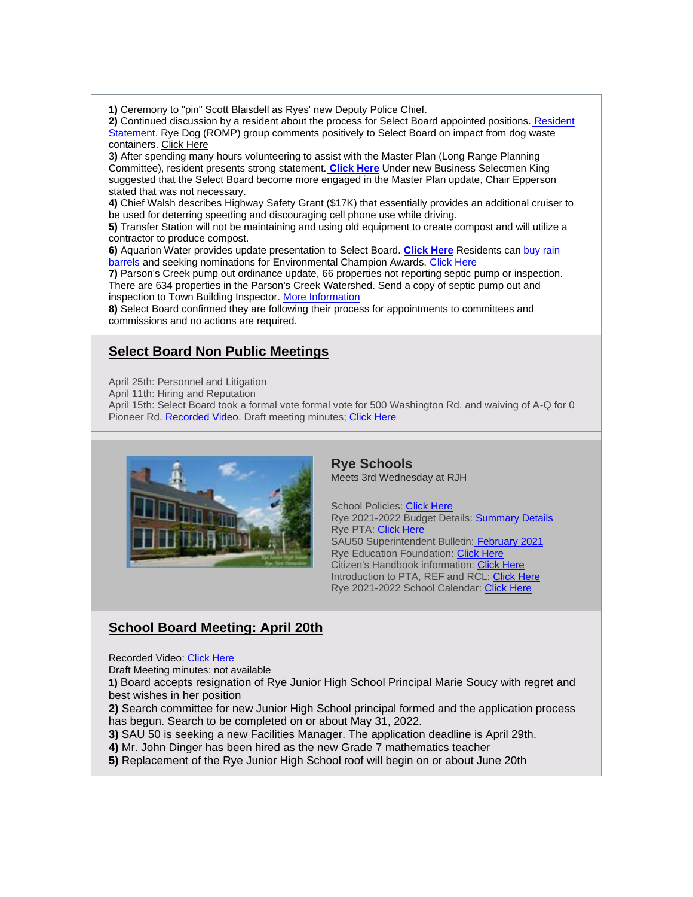**1)** Ceremony to "pin" Scott Blaisdell as Ryes' new Deputy Police Chief.
**2)** Continued discussion by a resident about the process for Select Board appointed positions. Resident Statement. Rye Dog (ROMP) group comments positively to Select Board on impact from dog waste containers. Click Here
3**)** After spending many hours volunteering to assist with the Master Plan (Long Range Planning Committee), resident presents strong statement. **Click Here** Under new Business Selectmen King suggested that the Select Board become more engaged in the Master Plan update, Chair Epperson stated that was not necessary.
**4)** Chief Walsh describes Highway Safety Grant ($17K) that essentially provides an additional cruiser to be used for deterring speeding and discouraging cell phone use while driving.
**5)** Transfer Station will not be maintaining and using old equipment to create compost and will utilize a contractor to produce compost.
**6)** Aquarion Water provides update presentation to Select Board. **Click Here** Residents can buy rain barrels and seeking nominations for Environmental Champion Awards. Click Here
**7)** Parson's Creek pump out ordinance update, 66 properties not reporting septic pump or inspection. There are 634 properties in the Parson's Creek Watershed. Send a copy of septic pump out and inspection to Town Building Inspector. More Information
**8)** Select Board confirmed they are following their process for appointments to committees and commissions and no actions are required.

## Select Board Non Public Meetings

April 25th: Personnel and Litigation
April 11th: Hiring and Reputation
April 15th: Select Board took a formal vote formal vote for 500 Washington Rd. and waiving of A-Q for 0 Pioneer Rd. Recorded Video. Draft meeting minutes; Click Here

## Rye Schools

Meets 3rd Wednesday at RJH

School Policies: Click Here
Rye 2021-2022 Budget Details: Summary Details
Rye PTA: Click Here
SAU50 Superintendent Bulletin: February 2021
Rye Education Foundation: Click Here
Citizen's Handbook information: Click Here
Introduction to PTA, REF and RCL: Click Here
Rye 2021-2022 School Calendar: Click Here

## School Board Meeting: April 20th

Recorded Video: Click Here
Draft Meeting minutes: not available
**1)** Board accepts resignation of Rye Junior High School Principal Marie Soucy with regret and best wishes in her position
**2)** Search committee for new Junior High School principal formed and the application process has begun. Search to be completed on or about May 31, 2022.
**3)** SAU 50 is seeking a new Facilities Manager. The application deadline is April 29th.
**4)** Mr. John Dinger has been hired as the new Grade 7 mathematics teacher
**5)** Replacement of the Rye Junior High School roof will begin on or about June 20th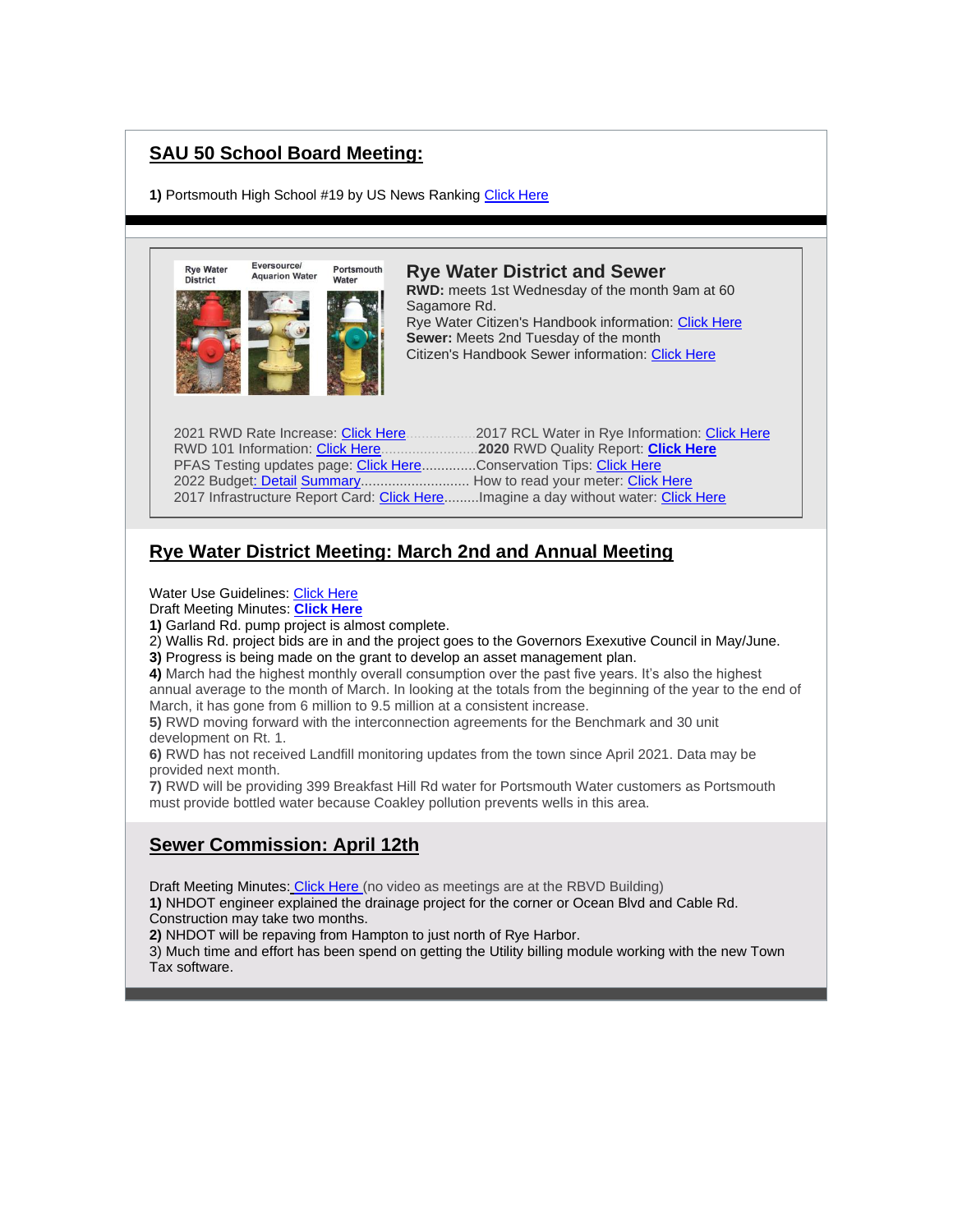## SAU 50 School Board Meeting:

**1)** Portsmouth High School #19 by US News Ranking Click Here

Rye Water District | Eversource/ Aquarion Water | Portsmouth Water

## Rye Water District and Sewer

**RWD:** meets 1st Wednesday of the month 9am at 60 Sagamore Rd.
Rye Water Citizen's Handbook information: Click Here
**Sewer:** Meets 2nd Tuesday of the month
Citizen's Handbook Sewer information: Click Here

2021 RWD Rate Increase: Click Here................2017 RCL Water in Rye Information: Click Here
RWD 101 Information: Click Here.........................**2020** RWD Quality Report: **Click Here**
PFAS Testing updates page: Click Here.............Conservation Tips: Click Here
2022 Budget: Detail Summary............................ How to read your meter: Click Here
2017 Infrastructure Report Card: Click Here.........Imagine a day without water: Click Here

## Rye Water District Meeting: March 2nd and Annual Meeting

Water Use Guidelines: Click Here
Draft Meeting Minutes: **Click Here**
**1)** Garland Rd. pump project is almost complete.
2) Wallis Rd. project bids are in and the project goes to the Governors Exexutive Council in May/June.
**3)** Progress is being made on the grant to develop an asset management plan.
**4)** March had the highest monthly overall consumption over the past five years. It's also the highest annual average to the month of March. In looking at the totals from the beginning of the year to the end of March, it has gone from 6 million to 9.5 million at a consistent increase.
**5)** RWD moving forward with the interconnection agreements for the Benchmark and 30 unit development on Rt. 1.
**6)** RWD has not received Landfill monitoring updates from the town since April 2021. Data may be provided next month.
**7)** RWD will be providing 399 Breakfast Hill Rd water for Portsmouth Water customers as Portsmouth must provide bottled water because Coakley pollution prevents wells in this area.

## Sewer Commission: April 12th

Draft Meeting Minutes: Click Here (no video as meetings are at the RBVD Building)
**1)** NHDOT engineer explained the drainage project for the corner or Ocean Blvd and Cable Rd. Construction may take two months.
**2)** NHDOT will be repaving from Hampton to just north of Rye Harbor.
3) Much time and effort has been spend on getting the Utility billing module working with the new Town Tax software.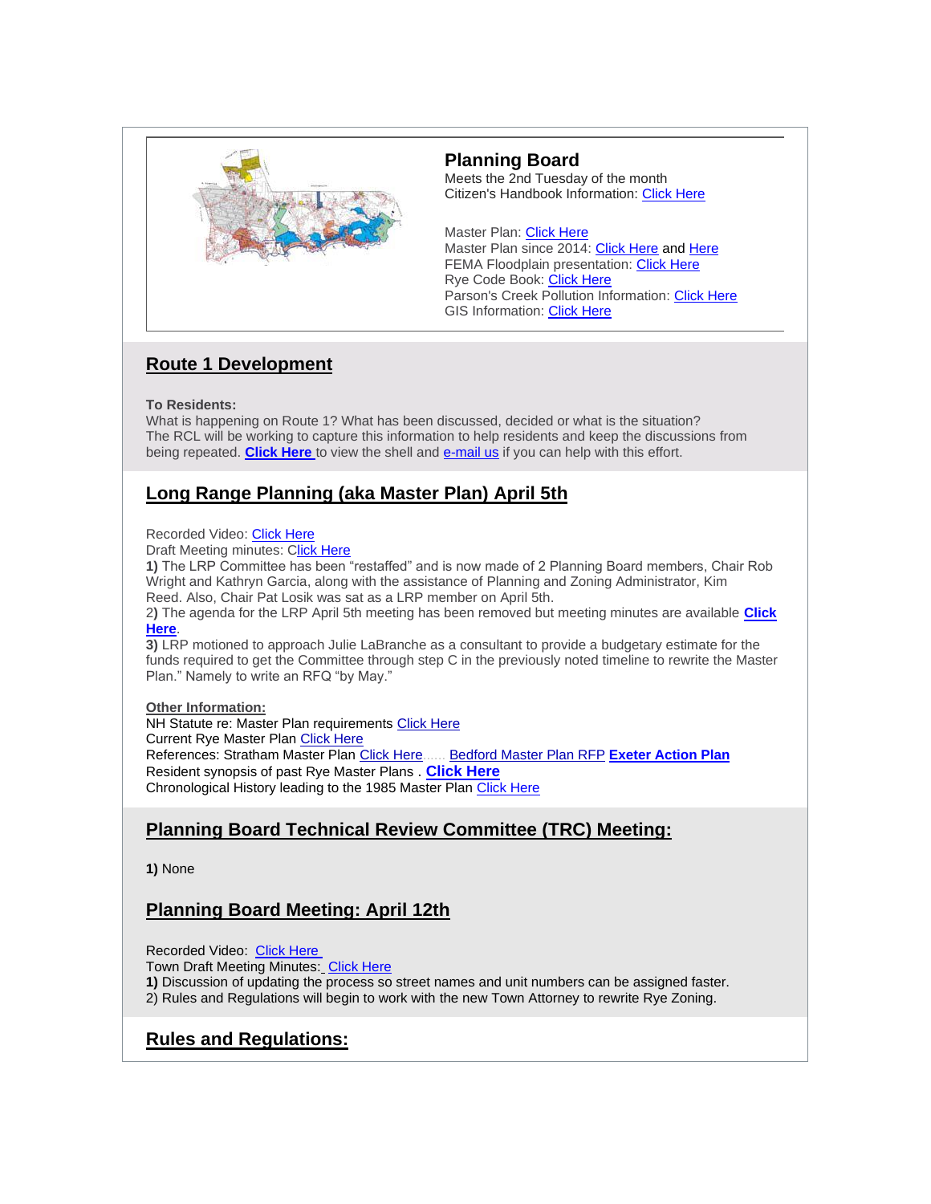## Planning Board

Meets the 2nd Tuesday of the month
Citizen's Handbook Information: Click Here

Master Plan: Click Here
Master Plan since 2014: Click Here and Here
FEMA Floodplain presentation: Click Here
Rye Code Book: Click Here
Parson's Creek Pollution Information: Click Here
GIS Information: Click Here

## Route 1 Development

**To Residents:**
What is happening on Route 1? What has been discussed, decided or what is the situation?
The RCL will be working to capture this information to help residents and keep the discussions from being repeated. **Click Here** to view the shell and e-mail us if you can help with this effort.

## Long Range Planning (aka Master Plan) April 5th

Recorded Video: Click Here
Draft Meeting minutes: Click Here
**1)** The LRP Committee has been "restaffed" and is now made of 2 Planning Board members, Chair Rob Wright and Kathryn Garcia, along with the assistance of Planning and Zoning Administrator, Kim Reed. Also, Chair Pat Losik was sat as a LRP member on April 5th.
2**)** The agenda for the LRP April 5th meeting has been removed but meeting minutes are available **Click Here**.
**3)** LRP motioned to approach Julie LaBranche as a consultant to provide a budgetary estimate for the funds required to get the Committee through step C in the previously noted timeline to rewrite the Master Plan." Namely to write an RFQ "by May."

**Other Information:**
NH Statute re: Master Plan requirements Click Here
Current Rye Master Plan Click Here
References: Stratham Master Plan Click Here..... Bedford Master Plan RFP **Exeter Action Plan**
Resident synopsis of past Rye Master Plans . **Click Here**
Chronological History leading to the 1985 Master Plan Click Here

## Planning Board Technical Review Committee (TRC) Meeting:

**1)** None

## Planning Board Meeting: April 12th

Recorded Video: Click Here
Town Draft Meeting Minutes: Click Here
**1)** Discussion of updating the process so street names and unit numbers can be assigned faster.
2) Rules and Regulations will begin to work with the new Town Attorney to rewrite Rye Zoning.

## Rules and Regulations: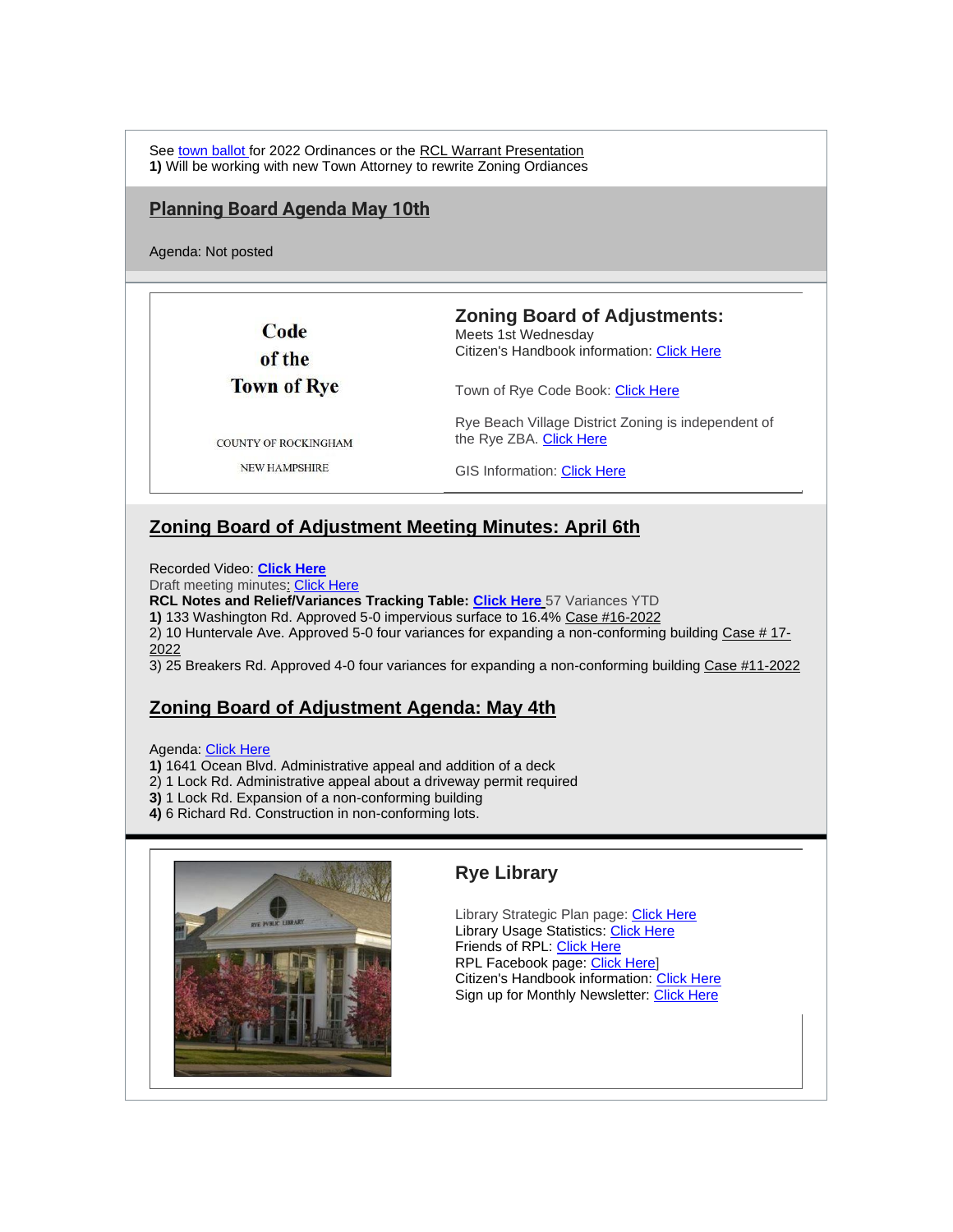See town ballot for 2022 Ordinances or the RCL Warrant Presentation
**1)** Will be working with new Town Attorney to rewrite Zoning Ordiances

## Planning Board Agenda May 10th

Agenda: Not posted

Code
of the
Town of Rye

COUNTY OF ROCKINGHAM

NEW HAMPSHIRE

### Zoning Board of Adjustments:

Meets 1st Wednesday
Citizen's Handbook information: Click Here

Town of Rye Code Book: Click Here

Rye Beach Village District Zoning is independent of the Rye ZBA. Click Here

GIS Information: Click Here

## Zoning Board of Adjustment Meeting Minutes: April 6th

Recorded Video: **Click Here**
Draft meeting minutes: Click Here
**RCL Notes and Relief/Variances Tracking Table: Click Here** 57 Variances YTD
**1)** 133 Washington Rd. Approved 5-0 impervious surface to 16.4% Case #16-2022
2) 10 Huntervale Ave. Approved 5-0 four variances for expanding a non-conforming building Case # 17-2022
3) 25 Breakers Rd. Approved 4-0 four variances for expanding a non-conforming building Case #11-2022

## Zoning Board of Adjustment Agenda: May 4th

Agenda: Click Here
**1)** 1641 Ocean Blvd. Administrative appeal and addition of a deck
2) 1 Lock Rd. Administrative appeal about a driveway permit required
**3)** 1 Lock Rd. Expansion of a non-conforming building
**4)** 6 Richard Rd. Construction in non-conforming lots.

### Rye Library

Library Strategic Plan page: Click Here
Library Usage Statistics: Click Here
Friends of RPL: Click Here
RPL Facebook page: Click Here]
Citizen's Handbook information: Click Here
Sign up for Monthly Newsletter: Click Here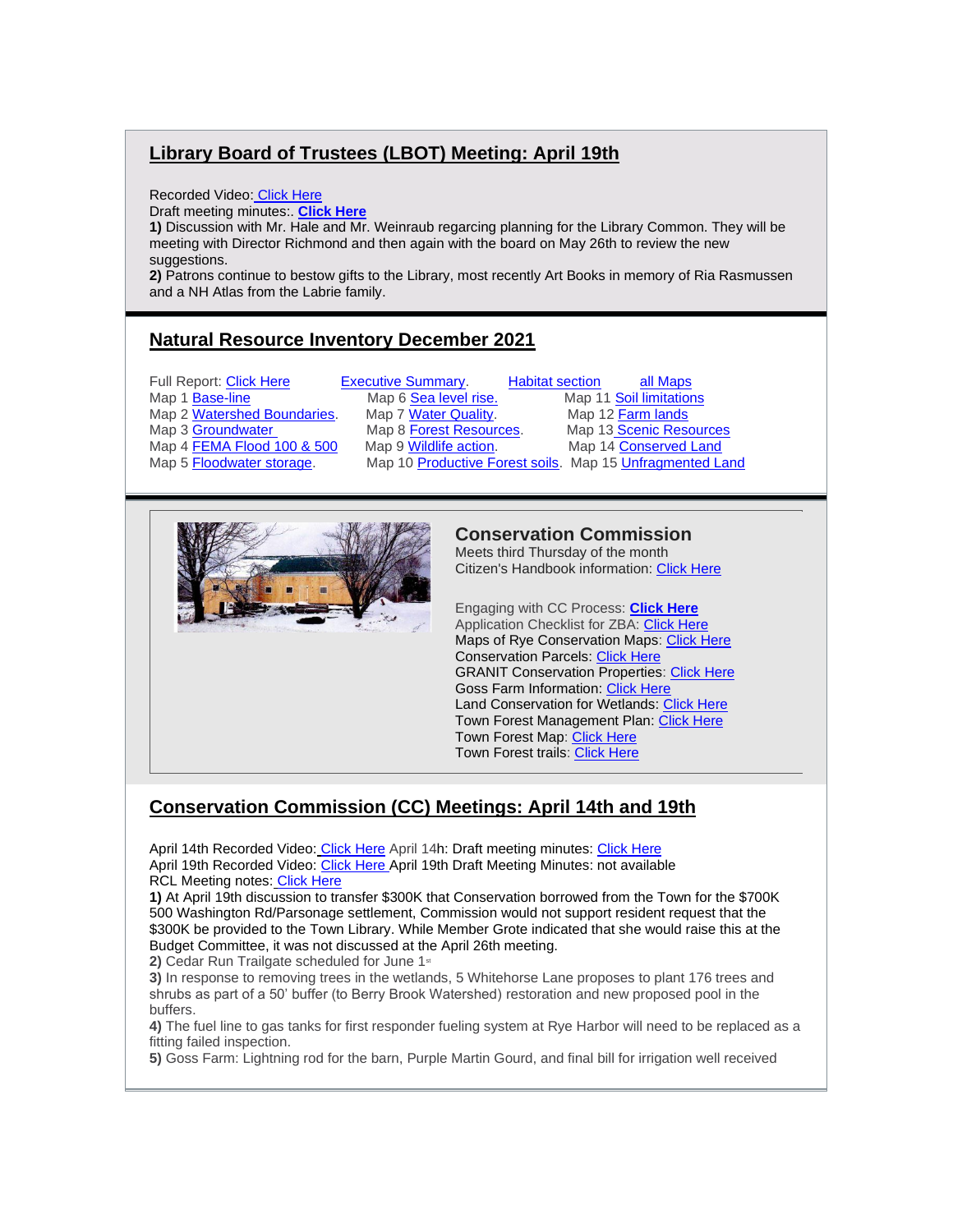## Library Board of Trustees (LBOT) Meeting: April 19th

Recorded Video: Click Here
Draft meeting minutes:. **Click Here**

**1)** Discussion with Mr. Hale and Mr. Weinraub regarcing planning for the Library Common. They will be meeting with Director Richmond and then again with the board on May 26th to review the new suggestions.
**2)** Patrons continue to bestow gifts to the Library, most recently Art Books in memory of Ria Rasmussen and a NH Atlas from the Labrie family.

## Natural Resource Inventory December 2021

Full Report: Click Here — Executive Summary. — Habitat section — all Maps

Map 1 Base-line
Map 2 Watershed Boundaries.
Map 3 Groundwater
Map 4 FEMA Flood 100 & 500
Map 5 Floodwater storage.
Map 6 Sea level rise.
Map 7 Water Quality.
Map 8 Forest Resources.
Map 9 Wildlife action.
Map 10 Productive Forest soils.
Map 11 Soil limitations
Map 12 Farm lands
Map 13 Scenic Resources
Map 14 Conserved Land
Map 15 Unfragmented Land

### Conservation Commission

Meets third Thursday of the month
Citizen's Handbook information: Click Here

Engaging with CC Process: **Click Here**
Application Checklist for ZBA: Click Here
Maps of Rye Conservation Maps: Click Here
Conservation Parcels: Click Here
GRANIT Conservation Properties: Click Here
Goss Farm Information: Click Here
Land Conservation for Wetlands: Click Here
Town Forest Management Plan: Click Here
Town Forest Map: Click Here
Town Forest trails: Click Here

## Conservation Commission (CC) Meetings: April 14th and 19th

April 14th Recorded Video: Click Here April 14h: Draft meeting minutes: Click Here
April 19th Recorded Video: Click Here April 19th Draft Meeting Minutes: not available
RCL Meeting notes: Click Here

**1)** At April 19th discussion to transfer $300K that Conservation borrowed from the Town for the $700K 500 Washington Rd/Parsonage settlement, Commission would not support resident request that the $300K be provided to the Town Library. While Member Grote indicated that she would raise this at the Budget Committee, it was not discussed at the April 26th meeting.
**2)** Cedar Run Trailgate scheduled for June 1st
**3)** In response to removing trees in the wetlands, 5 Whitehorse Lane proposes to plant 176 trees and shrubs as part of a 50' buffer (to Berry Brook Watershed) restoration and new proposed pool in the buffers.
**4)** The fuel line to gas tanks for first responder fueling system at Rye Harbor will need to be replaced as a fitting failed inspection.
**5)** Goss Farm: Lightning rod for the barn, Purple Martin Gourd, and final bill for irrigation well received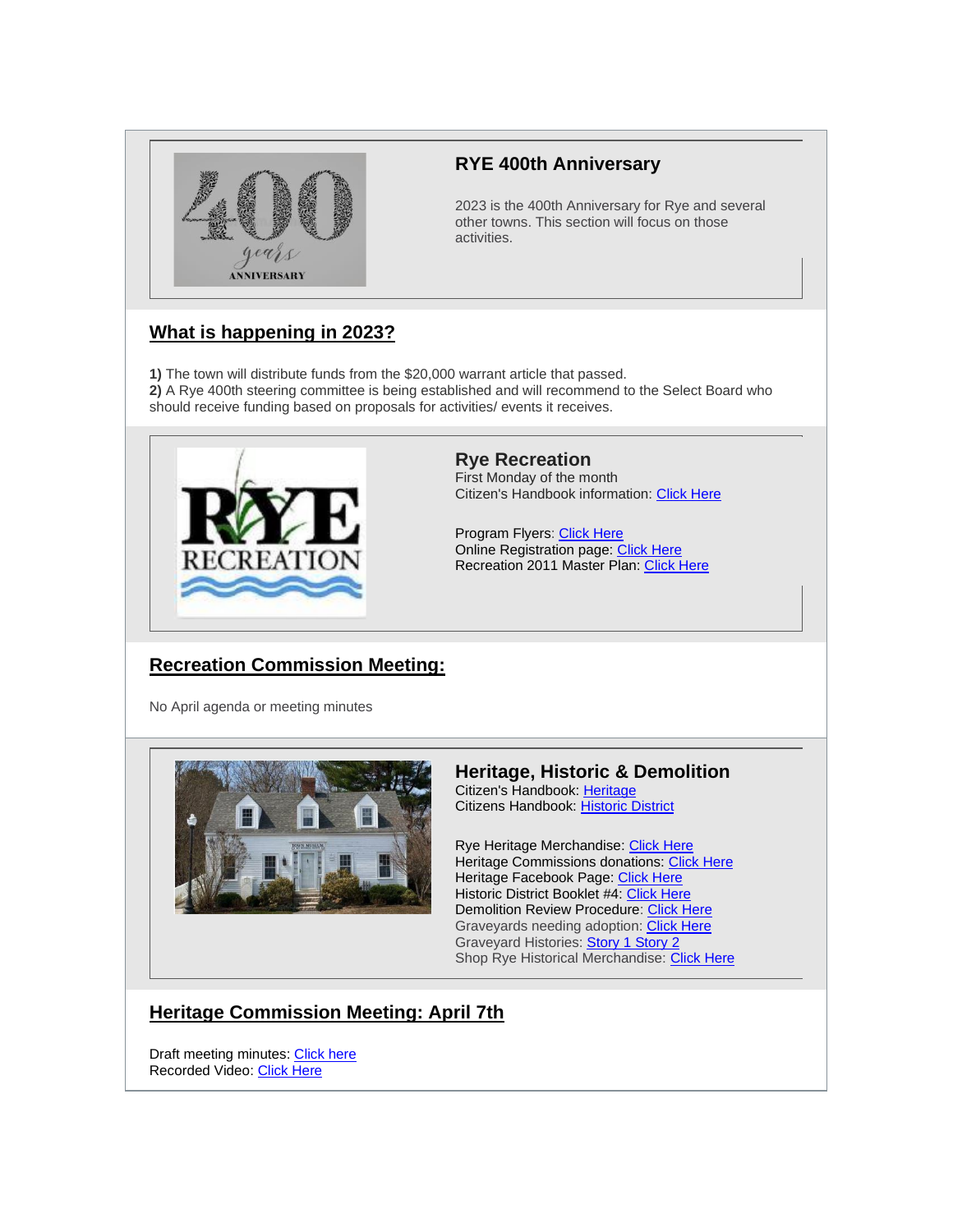## RYE 400th Anniversary

2023 is the 400th Anniversary for Rye and several other towns. This section will focus on those activities.

## What is happening in 2023?

**1)** The town will distribute funds from the $20,000 warrant article that passed.
**2)** A Rye 400th steering committee is being established and will recommend to the Select Board who should receive funding based on proposals for activities/ events it receives.

## Rye Recreation

First Monday of the month
Citizen's Handbook information: Click Here

Program Flyers: Click Here
Online Registration page: Click Here
Recreation 2011 Master Plan: Click Here

## Recreation Commission Meeting:

No April agenda or meeting minutes

## Heritage, Historic & Demolition

Citizen's Handbook: Heritage
Citizens Handbook: Historic District

Rye Heritage Merchandise: Click Here
Heritage Commissions donations: Click Here
Heritage Facebook Page: Click Here
Historic District Booklet #4: Click Here
Demolition Review Procedure: Click Here
Graveyards needing adoption: Click Here
Graveyard Histories: Story 1 Story 2
Shop Rye Historical Merchandise: Click Here

## Heritage Commission Meeting: April 7th

Draft meeting minutes: Click here
Recorded Video: Click Here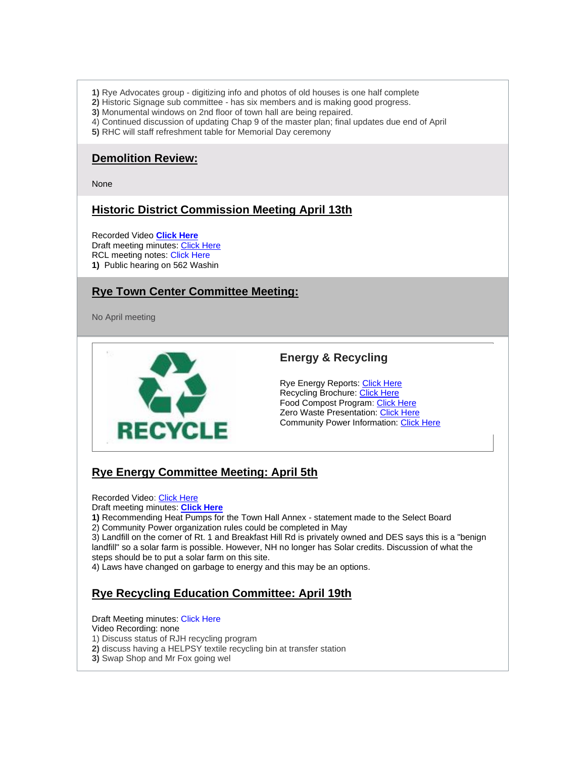**1)** Rye Advocates group - digitizing info and photos of old houses is one half complete
**2)** Historic Signage sub committee - has six members and is making good progress.
**3)** Monumental windows on 2nd floor of town hall are being repaired.
4) Continued discussion of updating Chap 9 of the master plan; final updates due end of April
**5)** RHC will staff refreshment table for Memorial Day ceremony

## Demolition Review:

None

## Historic District Commission Meeting April 13th

Recorded Video **Click Here**
Draft meeting minutes: Click Here
RCL meeting notes: Click Here
**1)** Public hearing on 562 Washin

## Rye Town Center Committee Meeting:

No April meeting

### Energy & Recycling

Rye Energy Reports: Click Here
Recycling Brochure: Click Here
Food Compost Program: Click Here
Zero Waste Presentation: Click Here
Community Power Information: Click Here

## Rye Energy Committee Meeting: April 5th

Recorded Video: Click Here
Draft meeting minutes: **Click Here**
**1)** Recommending Heat Pumps for the Town Hall Annex - statement made to the Select Board
2) Community Power organization rules could be completed in May
3) Landfill on the corner of Rt. 1 and Breakfast Hill Rd is privately owned and DES says this is a "benign landfill" so a solar farm is possible. However, NH no longer has Solar credits. Discussion of what the steps should be to put a solar farm on this site.
4) Laws have changed on garbage to energy and this may be an options.

## Rye Recycling Education Committee: April 19th

Draft Meeting minutes: Click Here
Video Recording: none
1) Discuss status of RJH recycling program
**2)** discuss having a HELPSY textile recycling bin at transfer station
**3)** Swap Shop and Mr Fox going wel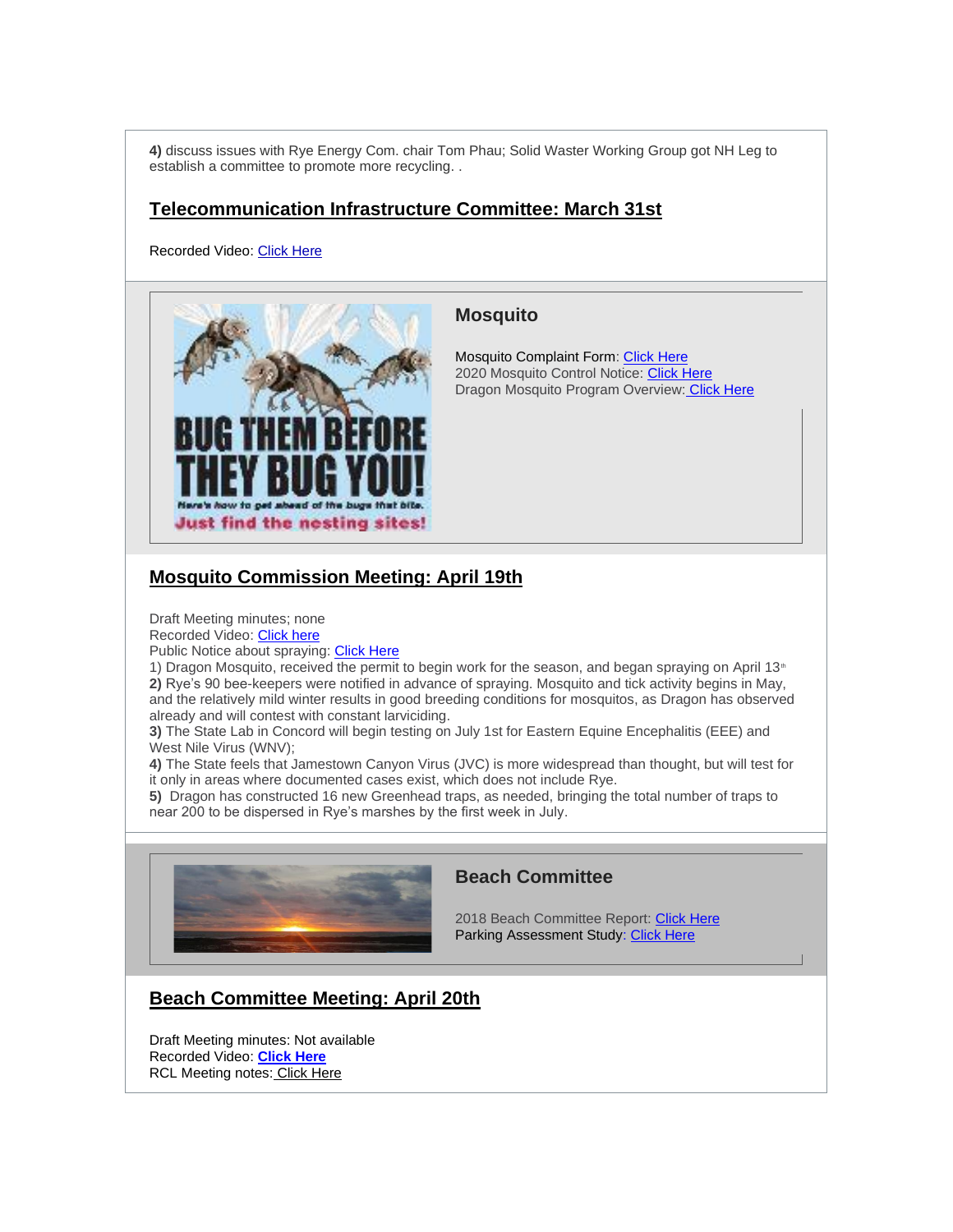**4)** discuss issues with Rye Energy Com. chair Tom Phau; Solid Waster Working Group got NH Leg to establish a committee to promote more recycling. .

## Telecommunication Infrastructure Committee: March 31st

Recorded Video: Click Here

## Mosquito

Mosquito Complaint Form: Click Here
2020 Mosquito Control Notice: Click Here
Dragon Mosquito Program Overview: Click Here

## Mosquito Commission Meeting: April 19th

Draft Meeting minutes; none
Recorded Video: Click here
Public Notice about spraying: Click Here
1) Dragon Mosquito, received the permit to begin work for the season, and began spraying on April 13th
**2)** Rye's 90 bee-keepers were notified in advance of spraying. Mosquito and tick activity begins in May, and the relatively mild winter results in good breeding conditions for mosquitos, as Dragon has observed already and will contest with constant larviciding.
**3)** The State Lab in Concord will begin testing on July 1st for Eastern Equine Encephalitis (EEE) and West Nile Virus (WNV);
**4)** The State feels that Jamestown Canyon Virus (JVC) is more widespread than thought, but will test for it only in areas where documented cases exist, which does not include Rye.
**5)** Dragon has constructed 16 new Greenhead traps, as needed, bringing the total number of traps to near 200 to be dispersed in Rye's marshes by the first week in July.

## Beach Committee

2018 Beach Committee Report: Click Here
Parking Assessment Study: Click Here

## Beach Committee Meeting: April 20th

Draft Meeting minutes: Not available
Recorded Video: **Click Here**
RCL Meeting notes: Click Here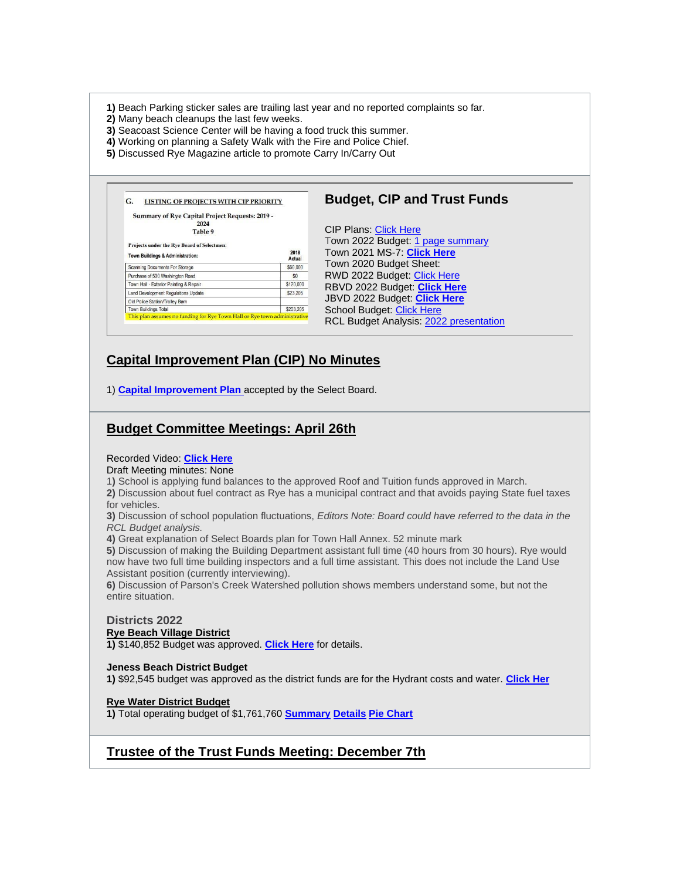**1)** Beach Parking sticker sales are trailing last year and no reported complaints so far.
**2)** Many beach cleanups the last few weeks.
**3)** Seacoast Science Center will be having a food truck this summer.
**4)** Working on planning a Safety Walk with the Fire and Police Chief.
**5)** Discussed Rye Magazine article to promote Carry In/Carry Out

G. LISTING OF PROJECTS WITH CIP PRIORITY

Summary of Rye Capital Project Requests: 2019 - 2024
Table 9

Projects under the Rye Board of Selectmen:

| Town Buildings & Administration: | 2018 Actual |
|---|---|
| Scanning Documents For Storage | $60,000 |
| Purchase of 500 Washington Road | $0 |
| Town Hall - Exterior Painting & Repair | $120,000 |
| Land Development Regulations Update | $23,205 |
| Old Police Station/Trolley Barn | |
| Town Buildings Total | $203,205 |

This plan assumes no funding for Rye Town Hall or Rye town administrative

## Budget, CIP and Trust Funds

CIP Plans: Click Here
Town 2022 Budget: 1 page summary
Town 2021 MS-7: **Click Here**
Town 2020 Budget Sheet:
RWD 2022 Budget: Click Here
RBVD 2022 Budget: **Click Here**
JBVD 2022 Budget: **Click Here**
School Budget: Click Here
RCL Budget Analysis: 2022 presentation

## Capital Improvement Plan (CIP) No Minutes

1) **Capital Improvement Plan** accepted by the Select Board.

## Budget Committee Meetings: April 26th

Recorded Video: **Click Here**
Draft Meeting minutes: None
1**)** School is applying fund balances to the approved Roof and Tuition funds approved in March.
**2)** Discussion about fuel contract as Rye has a municipal contract and that avoids paying State fuel taxes for vehicles.
**3)** Discussion of school population fluctuations, *Editors Note: Board could have referred to the data in the RCL Budget analysis.*
**4)** Great explanation of Select Boards plan for Town Hall Annex. 52 minute mark
**5)** Discussion of making the Building Department assistant full time (40 hours from 30 hours). Rye would now have two full time building inspectors and a full time assistant. This does not include the Land Use Assistant position (currently interviewing).
**6)** Discussion of Parson's Creek Watershed pollution shows members understand some, but not the entire situation.

### Districts 2022

**Rye Beach Village District**
**1)** $140,852 Budget was approved. **Click Here** for details.

**Jeness Beach District Budget**
**1)** $92,545 budget was approved as the district funds are for the Hydrant costs and water. **Click Her**

**Rye Water District Budget**
**1)** Total operating budget of $1,761,760 **Summary** **Details** **Pie Chart**

## Trustee of the Trust Funds Meeting: December 7th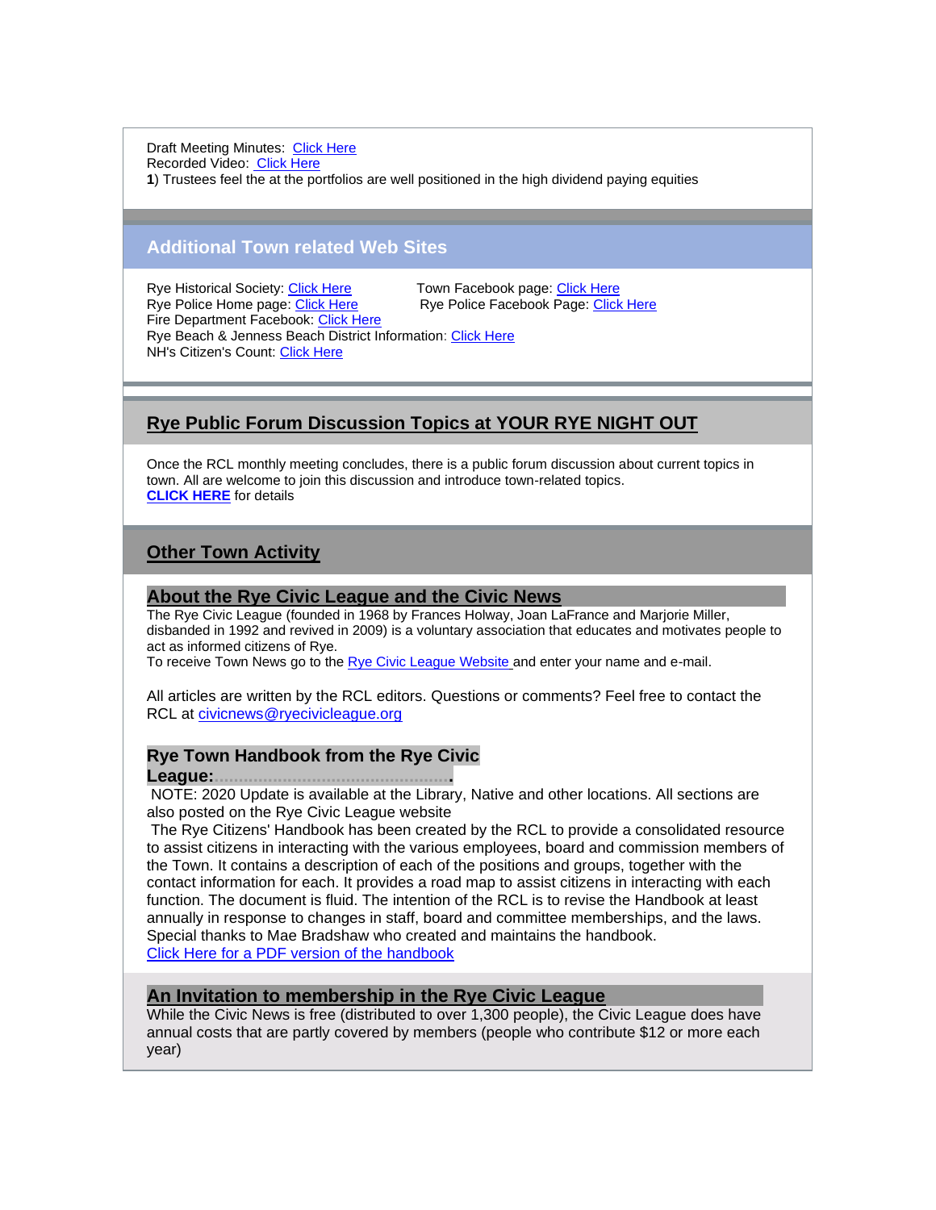Draft Meeting Minutes: Click Here
Recorded Video: Click Here
**1**) Trustees feel the at the portfolios are well positioned in the high dividend paying equities

## Additional Town related Web Sites

Rye Historical Society: Click Here
Town Facebook page: Click Here
Rye Police Home page: Click Here
Rye Police Facebook Page: Click Here
Fire Department Facebook: Click Here
Rye Beach & Jenness Beach District Information: Click Here
NH's Citizen's Count: Click Here

## Rye Public Forum Discussion Topics at YOUR RYE NIGHT OUT

Once the RCL monthly meeting concludes, there is a public forum discussion about current topics in town. All are welcome to join this discussion and introduce town-related topics.
**CLICK HERE** for details

## Other Town Activity

### About the Rye Civic League and the Civic News

The Rye Civic League (founded in 1968 by Frances Holway, Joan LaFrance and Marjorie Miller, disbanded in 1992 and revived in 2009) is a voluntary association that educates and motivates people to act as informed citizens of Rye.
To receive Town News go to the Rye Civic League Website and enter your name and e-mail.

All articles are written by the RCL editors. Questions or comments? Feel free to contact the RCL at civicnews@ryecivicleague.org

### Rye Town Handbook from the Rye Civic League:

NOTE: 2020 Update is available at the Library, Native and other locations. All sections are also posted on the Rye Civic League website
The Rye Citizens' Handbook has been created by the RCL to provide a consolidated resource to assist citizens in interacting with the various employees, board and commission members of the Town. It contains a description of each of the positions and groups, together with the contact information for each. It provides a road map to assist citizens in interacting with each function. The document is fluid. The intention of the RCL is to revise the Handbook at least annually in response to changes in staff, board and committee memberships, and the laws. Special thanks to Mae Bradshaw who created and maintains the handbook.
Click Here for a PDF version of the handbook

### An Invitation to membership in the Rye Civic League

While the Civic News is free (distributed to over 1,300 people), the Civic League does have annual costs that are partly covered by members (people who contribute $12 or more each year)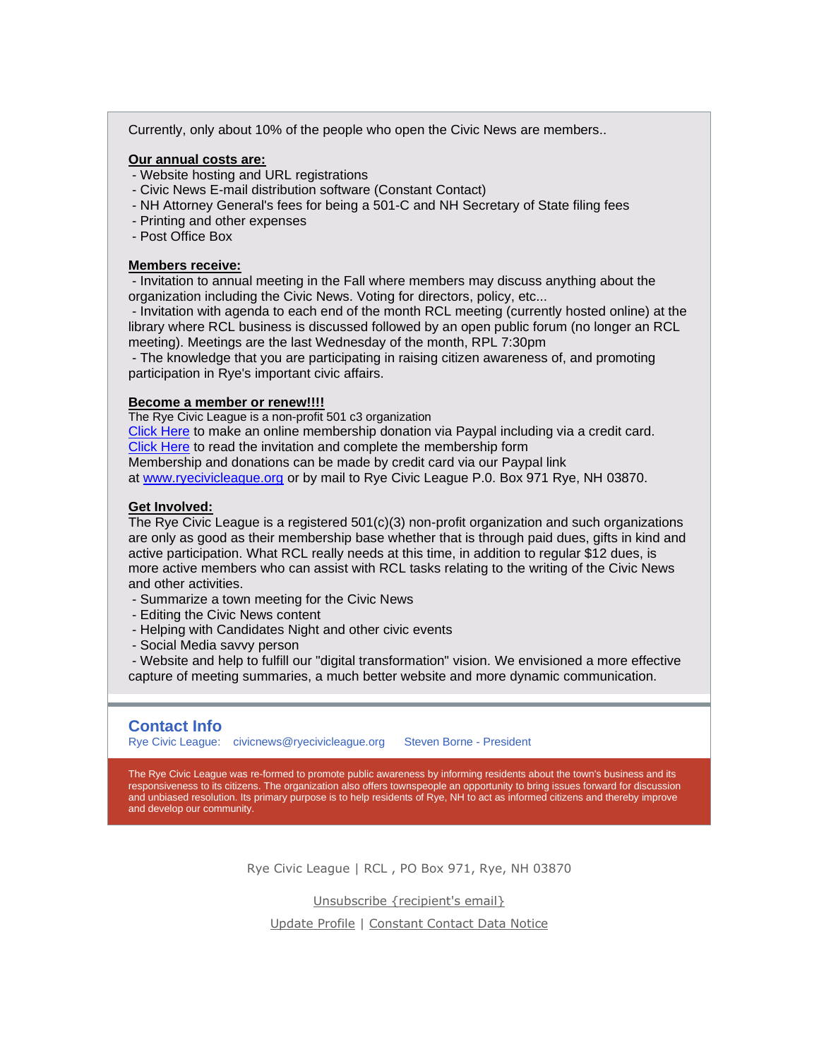Currently, only about 10% of the people who open the Civic News are members..

**Our annual costs are:**

- Website hosting and URL registrations
- Civic News E-mail distribution software (Constant Contact)
- NH Attorney General's fees for being a 501-C and NH Secretary of State filing fees
- Printing and other expenses
- Post Office Box

**Members receive:**

- Invitation to annual meeting in the Fall where members may discuss anything about the organization including the Civic News. Voting for directors, policy, etc...
- Invitation with agenda to each end of the month RCL meeting (currently hosted online) at the library where RCL business is discussed followed by an open public forum (no longer an RCL meeting). Meetings are the last Wednesday of the month, RPL 7:30pm
- The knowledge that you are participating in raising citizen awareness of, and promoting participation in Rye's important civic affairs.

**Become a member or renew!!!!**

The Rye Civic League is a non-profit 501 c3 organization
Click Here to make an online membership donation via Paypal including via a credit card.
Click Here to read the invitation and complete the membership form
Membership and donations can be made by credit card via our Paypal link at www.ryecivicleague.org or by mail to Rye Civic League P.0. Box 971 Rye, NH 03870.

**Get Involved:**

The Rye Civic League is a registered 501(c)(3) non-profit organization and such organizations are only as good as their membership base whether that is through paid dues, gifts in kind and active participation. What RCL really needs at this time, in addition to regular $12 dues, is more active members who can assist with RCL tasks relating to the writing of the Civic News and other activities.

- Summarize a town meeting for the Civic News
- Editing the Civic News content
- Helping with Candidates Night and other civic events
- Social Media savvy person
- Website and help to fulfill our "digital transformation" vision. We envisioned a more effective capture of meeting summaries, a much better website and more dynamic communication.

## Contact Info

Rye Civic League: civicnews@ryecivicleague.org Steven Borne - President

The Rye Civic League was re-formed to promote public awareness by informing residents about the town's business and its responsiveness to its citizens. The organization also offers townspeople an opportunity to bring issues forward for discussion and unbiased resolution. Its primary purpose is to help residents of Rye, NH to act as informed citizens and thereby improve and develop our community.

Rye Civic League | RCL , PO Box 971, Rye, NH 03870

Unsubscribe {recipient's email}

Update Profile | Constant Contact Data Notice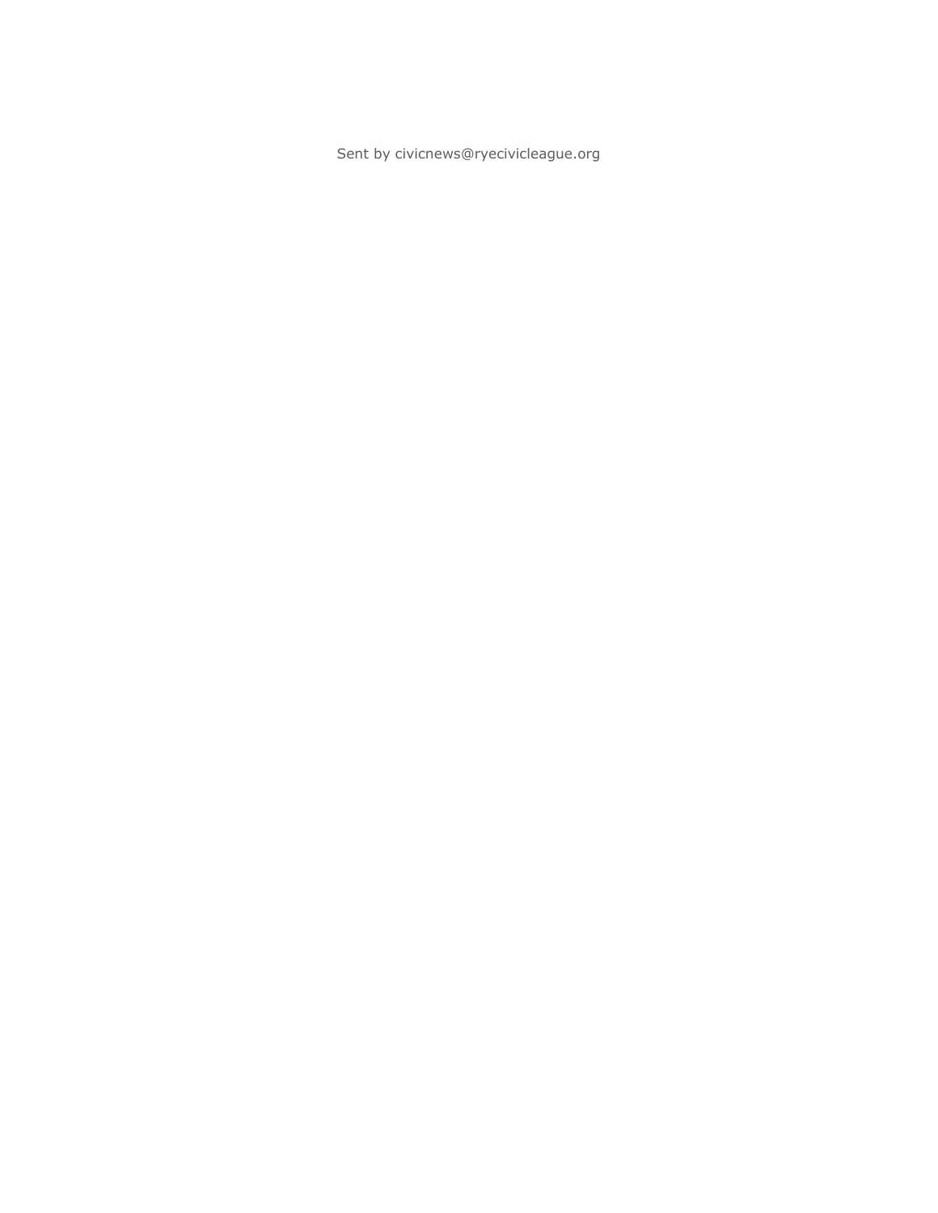Sent by civicnews@ryecivicleague.org